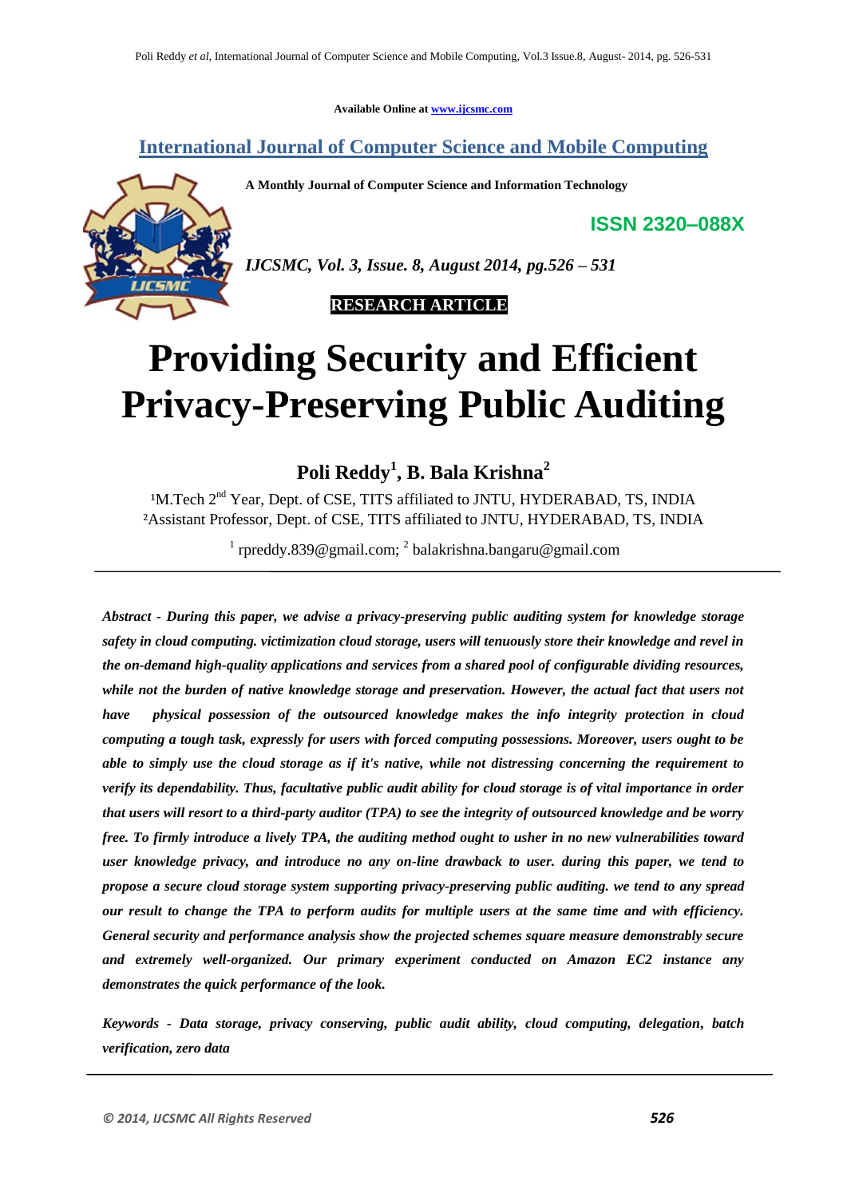Available Online at www.ijcsmc.com

# International Journal of Computer Science and Mobile Computing

**A Monthly Journal of Computer Science and Information Technology**

**ISSN 2320–088X**

*IJCSMC, Vol. 3, Issue. 8, August 2014, pg.526 – 531*

**RESEARCH ARTICLE**

# Providing Security and Efficient Privacy-Preserving Public Auditing

## Poli Reddy[1], B. Bala Krishna[2]

[1]M.Tech 2nd Year, Dept. of CSE, TITS affiliated to JNTU, HYDERABAD, TS, INDIA
[2]Assistant Professor, Dept. of CSE, TITS affiliated to JNTU, HYDERABAD, TS, INDIA

[1] rpreddy.839@gmail.com; [2] balakrishna.bangaru@gmail.com

---

***Abstract** - During this paper, we advise a privacy-preserving public auditing system for knowledge storage safety in cloud computing. victimization cloud storage, users will tenuously store their knowledge and revel in the on-demand high-quality applications and services from a shared pool of configurable dividing resources, while not the burden of native knowledge storage and preservation. However, the actual fact that users not have physical possession of the outsourced knowledge makes the info integrity protection in cloud computing a tough task, expressly for users with forced computing possessions. Moreover, users ought to be able to simply use the cloud storage as if it's native, while not distressing concerning the requirement to verify its dependability. Thus, facultative public audit ability for cloud storage is of vital importance in order that users will resort to a third-party auditor (TPA) to see the integrity of outsourced knowledge and be worry free. To firmly introduce a lively TPA, the auditing method ought to usher in no new vulnerabilities toward user knowledge privacy, and introduce no any on-line drawback to user. during this paper, we tend to propose a secure cloud storage system supporting privacy-preserving public auditing. we tend to any spread our result to change the TPA to perform audits for multiple users at the same time and with efficiency. General security and performance analysis show the projected schemes square measure demonstrably secure and extremely well-organized. Our primary experiment conducted on Amazon EC2 instance any demonstrates the quick performance of the look.*

***Keywords** - Data storage, privacy conserving, public audit ability, cloud computing, delegation, batch verification, zero data*

---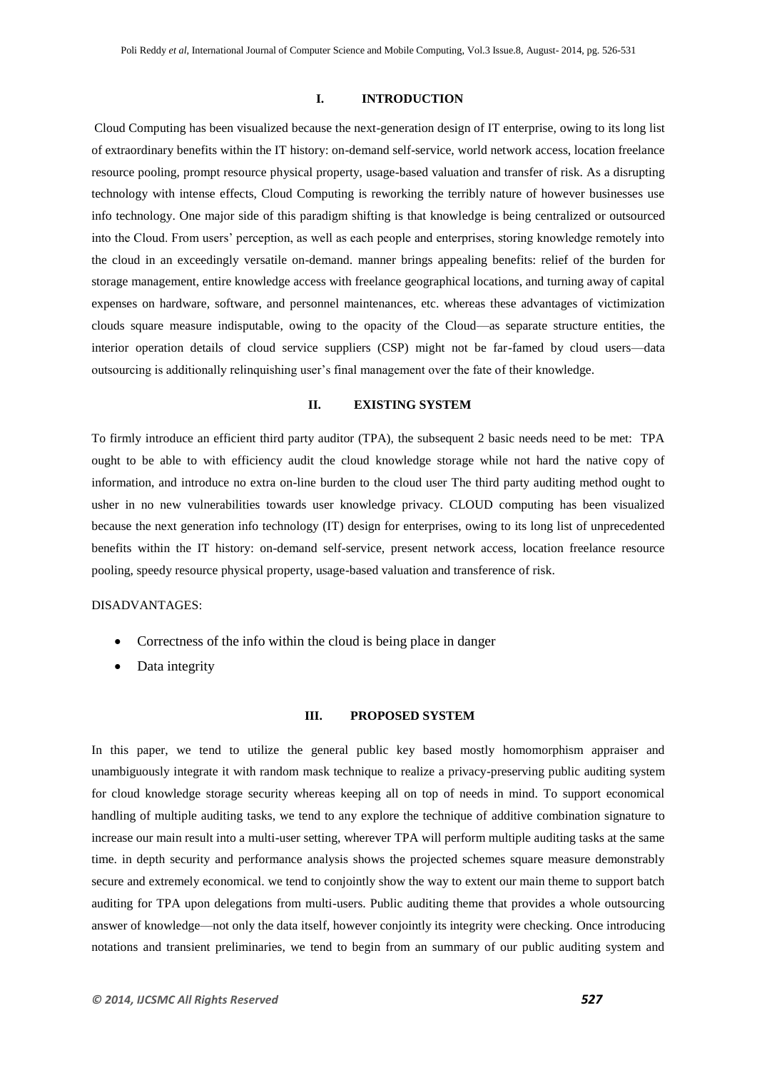## I. INTRODUCTION

Cloud Computing has been visualized because the next-generation design of IT enterprise, owing to its long list of extraordinary benefits within the IT history: on-demand self-service, world network access, location freelance resource pooling, prompt resource physical property, usage-based valuation and transfer of risk. As a disrupting technology with intense effects, Cloud Computing is reworking the terribly nature of however businesses use info technology. One major side of this paradigm shifting is that knowledge is being centralized or outsourced into the Cloud. From users' perception, as well as each people and enterprises, storing knowledge remotely into the cloud in an exceedingly versatile on-demand. manner brings appealing benefits: relief of the burden for storage management, entire knowledge access with freelance geographical locations, and turning away of capital expenses on hardware, software, and personnel maintenances, etc. whereas these advantages of victimization clouds square measure indisputable, owing to the opacity of the Cloud—as separate structure entities, the interior operation details of cloud service suppliers (CSP) might not be far-famed by cloud users—data outsourcing is additionally relinquishing user's final management over the fate of their knowledge.

## II. EXISTING SYSTEM

To firmly introduce an efficient third party auditor (TPA), the subsequent 2 basic needs need to be met: TPA ought to be able to with efficiency audit the cloud knowledge storage while not hard the native copy of information, and introduce no extra on-line burden to the cloud user The third party auditing method ought to usher in no new vulnerabilities towards user knowledge privacy. CLOUD computing has been visualized because the next generation info technology (IT) design for enterprises, owing to its long list of unprecedented benefits within the IT history: on-demand self-service, present network access, location freelance resource pooling, speedy resource physical property, usage-based valuation and transference of risk.

DISADVANTAGES:

- Correctness of the info within the cloud is being place in danger
- Data integrity

## III. PROPOSED SYSTEM

In this paper, we tend to utilize the general public key based mostly homomorphism appraiser and unambiguously integrate it with random mask technique to realize a privacy-preserving public auditing system for cloud knowledge storage security whereas keeping all on top of needs in mind. To support economical handling of multiple auditing tasks, we tend to any explore the technique of additive combination signature to increase our main result into a multi-user setting, wherever TPA will perform multiple auditing tasks at the same time. in depth security and performance analysis shows the projected schemes square measure demonstrably secure and extremely economical. we tend to conjointly show the way to extent our main theme to support batch auditing for TPA upon delegations from multi-users. Public auditing theme that provides a whole outsourcing answer of knowledge—not only the data itself, however conjointly its integrity were checking. Once introducing notations and transient preliminaries, we tend to begin from an summary of our public auditing system and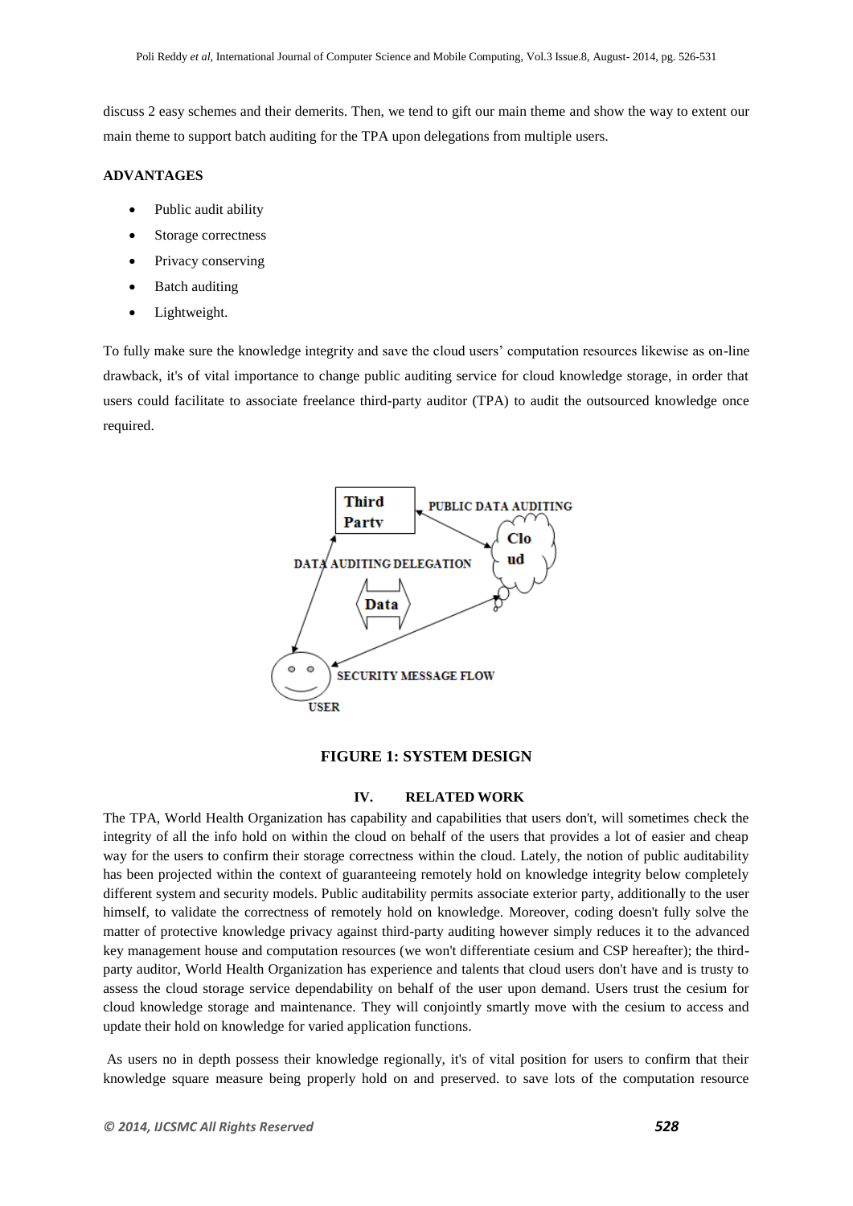discuss 2 easy schemes and their demerits. Then, we tend to gift our main theme and show the way to extent our main theme to support batch auditing for the TPA upon delegations from multiple users.

**ADVANTAGES**

- Public audit ability
- Storage correctness
- Privacy conserving
- Batch auditing
- Lightweight.

To fully make sure the knowledge integrity and save the cloud users' computation resources likewise as on-line drawback, it's of vital importance to change public auditing service for cloud knowledge storage, in order that users could facilitate to associate freelance third-party auditor (TPA) to audit the outsourced knowledge once required.

Third Party

PUBLIC DATA AUDITING

Cloud

DATA AUDITING DELEGATION

Data

SECURITY MESSAGE FLOW

USER

**FIGURE 1: SYSTEM DESIGN**

## IV. RELATED WORK

The TPA, World Health Organization has capability and capabilities that users don't, will sometimes check the integrity of all the info hold on within the cloud on behalf of the users that provides a lot of easier and cheap way for the users to confirm their storage correctness within the cloud. Lately, the notion of public auditability has been projected within the context of guaranteeing remotely hold on knowledge integrity below completely different system and security models. Public auditability permits associate exterior party, additionally to the user himself, to validate the correctness of remotely hold on knowledge. Moreover, coding doesn't fully solve the matter of protective knowledge privacy against third-party auditing however simply reduces it to the advanced key management house and computation resources (we won't differentiate cesium and CSP hereafter); the third-party auditor, World Health Organization has experience and talents that cloud users don't have and is trusty to assess the cloud storage service dependability on behalf of the user upon demand. Users trust the cesium for cloud knowledge storage and maintenance. They will conjointly smartly move with the cesium to access and update their hold on knowledge for varied application functions.

As users no in depth possess their knowledge regionally, it's of vital position for users to confirm that their knowledge square measure being properly hold on and preserved. to save lots of the computation resource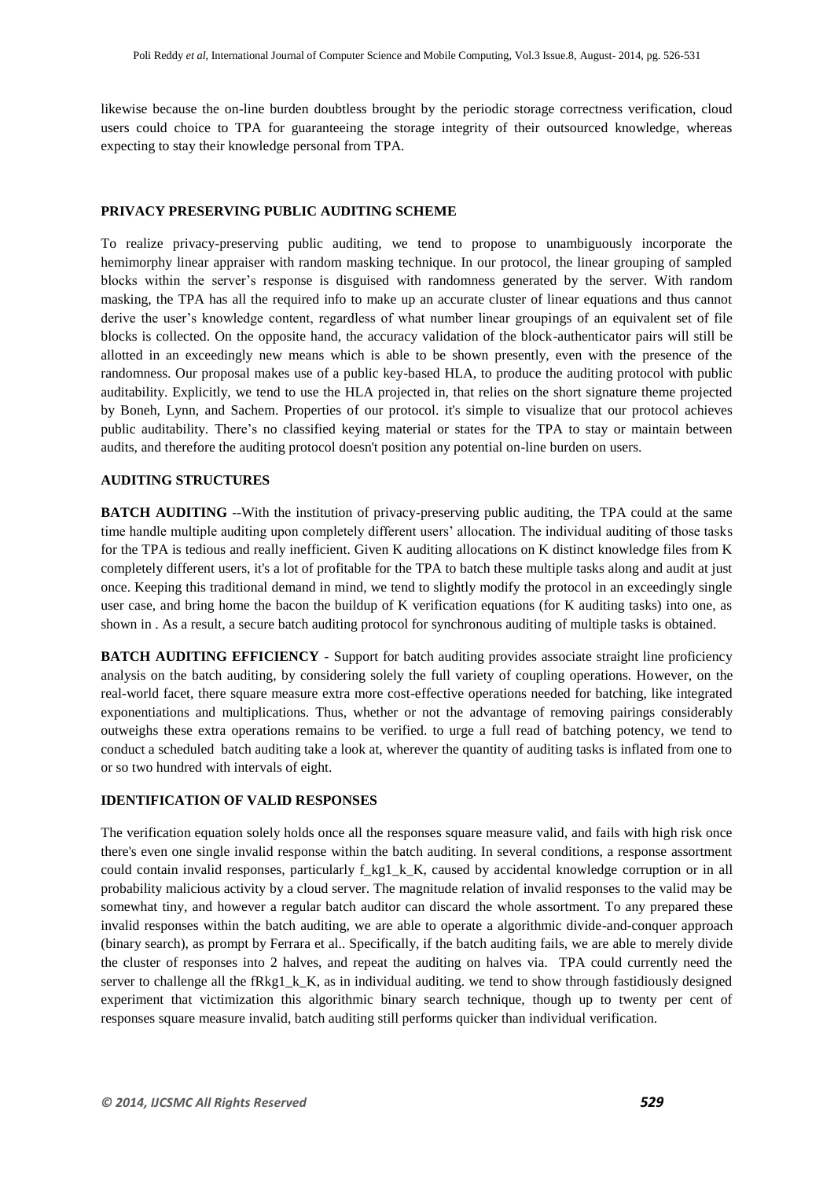likewise because the on-line burden doubtless brought by the periodic storage correctness verification, cloud users could choice to TPA for guaranteeing the storage integrity of their outsourced knowledge, whereas expecting to stay their knowledge personal from TPA.

## PRIVACY PRESERVING PUBLIC AUDITING SCHEME

To realize privacy-preserving public auditing, we tend to propose to unambiguously incorporate the hemimorphy linear appraiser with random masking technique. In our protocol, the linear grouping of sampled blocks within the server's response is disguised with randomness generated by the server. With random masking, the TPA has all the required info to make up an accurate cluster of linear equations and thus cannot derive the user's knowledge content, regardless of what number linear groupings of an equivalent set of file blocks is collected. On the opposite hand, the accuracy validation of the block-authenticator pairs will still be allotted in an exceedingly new means which is able to be shown presently, even with the presence of the randomness. Our proposal makes use of a public key-based HLA, to produce the auditing protocol with public auditability. Explicitly, we tend to use the HLA projected in, that relies on the short signature theme projected by Boneh, Lynn, and Sachem. Properties of our protocol. it's simple to visualize that our protocol achieves public auditability. There's no classified keying material or states for the TPA to stay or maintain between audits, and therefore the auditing protocol doesn't position any potential on-line burden on users.

## AUDITING STRUCTURES

**BATCH AUDITING** --With the institution of privacy-preserving public auditing, the TPA could at the same time handle multiple auditing upon completely different users' allocation. The individual auditing of those tasks for the TPA is tedious and really inefficient. Given K auditing allocations on K distinct knowledge files from K completely different users, it's a lot of profitable for the TPA to batch these multiple tasks along and audit at just once. Keeping this traditional demand in mind, we tend to slightly modify the protocol in an exceedingly single user case, and bring home the bacon the buildup of K verification equations (for K auditing tasks) into one, as shown in . As a result, a secure batch auditing protocol for synchronous auditing of multiple tasks is obtained.

**BATCH AUDITING EFFICIENCY** - Support for batch auditing provides associate straight line proficiency analysis on the batch auditing, by considering solely the full variety of coupling operations. However, on the real-world facet, there square measure extra more cost-effective operations needed for batching, like integrated exponentiations and multiplications. Thus, whether or not the advantage of removing pairings considerably outweighs these extra operations remains to be verified. to urge a full read of batching potency, we tend to conduct a scheduled batch auditing take a look at, wherever the quantity of auditing tasks is inflated from one to or so two hundred with intervals of eight.

## IDENTIFICATION OF VALID RESPONSES

The verification equation solely holds once all the responses square measure valid, and fails with high risk once there's even one single invalid response within the batch auditing. In several conditions, a response assortment could contain invalid responses, particularly f_kg1_k_K, caused by accidental knowledge corruption or in all probability malicious activity by a cloud server. The magnitude relation of invalid responses to the valid may be somewhat tiny, and however a regular batch auditor can discard the whole assortment. To any prepared these invalid responses within the batch auditing, we are able to operate a algorithmic divide-and-conquer approach (binary search), as prompt by Ferrara et al.. Specifically, if the batch auditing fails, we are able to merely divide the cluster of responses into 2 halves, and repeat the auditing on halves via. TPA could currently need the server to challenge all the fRkg1_k_K, as in individual auditing. we tend to show through fastidiously designed experiment that victimization this algorithmic binary search technique, though up to twenty per cent of responses square measure invalid, batch auditing still performs quicker than individual verification.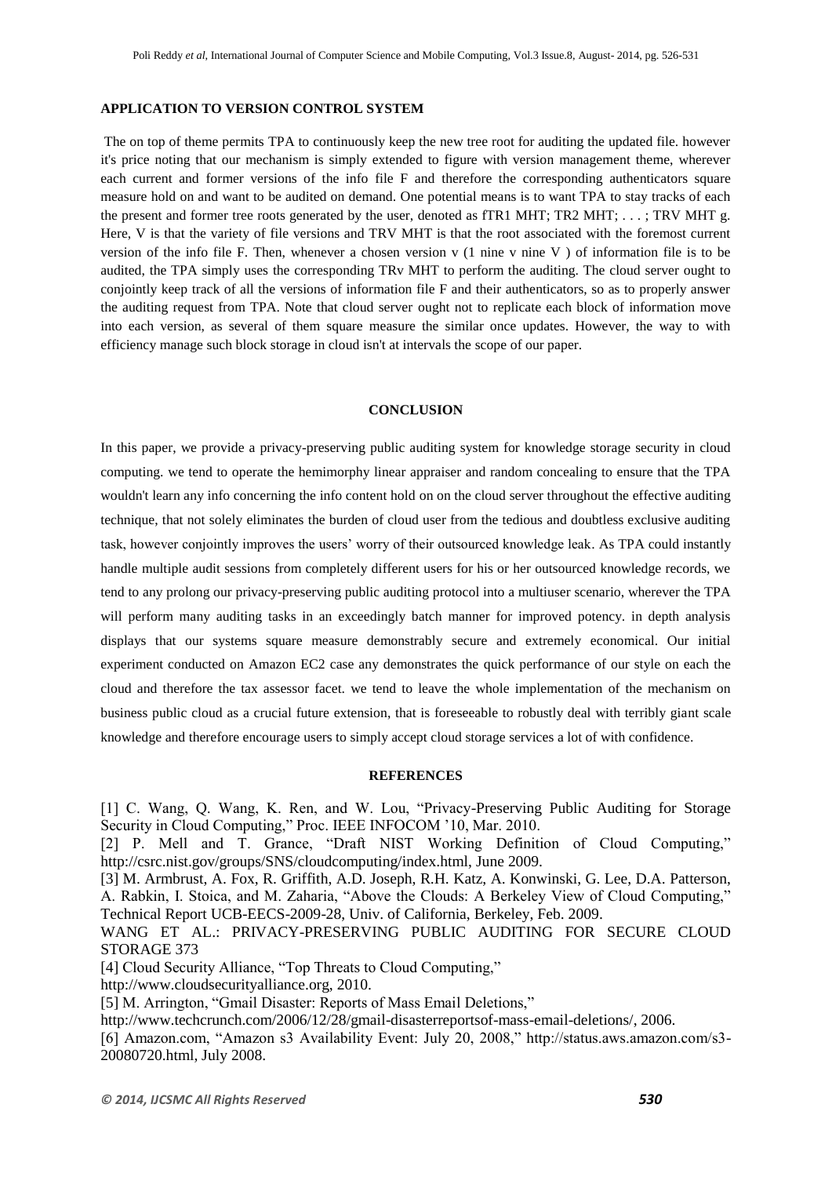## APPLICATION TO VERSION CONTROL SYSTEM

The on top of theme permits TPA to continuously keep the new tree root for auditing the updated file. however it's price noting that our mechanism is simply extended to figure with version management theme, wherever each current and former versions of the info file F and therefore the corresponding authenticators square measure hold on and want to be audited on demand. One potential means is to want TPA to stay tracks of each the present and former tree roots generated by the user, denoted as fTR1 MHT; TR2 MHT; . . . ; TRV MHT g. Here, V is that the variety of file versions and TRV MHT is that the root associated with the foremost current version of the info file F. Then, whenever a chosen version v (1 nine v nine V ) of information file is to be audited, the TPA simply uses the corresponding TRv MHT to perform the auditing. The cloud server ought to conjointly keep track of all the versions of information file F and their authenticators, so as to properly answer the auditing request from TPA. Note that cloud server ought not to replicate each block of information move into each version, as several of them square measure the similar once updates. However, the way to with efficiency manage such block storage in cloud isn't at intervals the scope of our paper.

## CONCLUSION

In this paper, we provide a privacy-preserving public auditing system for knowledge storage security in cloud computing. we tend to operate the hemimorphy linear appraiser and random concealing to ensure that the TPA wouldn't learn any info concerning the info content hold on on the cloud server throughout the effective auditing technique, that not solely eliminates the burden of cloud user from the tedious and doubtless exclusive auditing task, however conjointly improves the users' worry of their outsourced knowledge leak. As TPA could instantly handle multiple audit sessions from completely different users for his or her outsourced knowledge records, we tend to any prolong our privacy-preserving public auditing protocol into a multiuser scenario, wherever the TPA will perform many auditing tasks in an exceedingly batch manner for improved potency. in depth analysis displays that our systems square measure demonstrably secure and extremely economical. Our initial experiment conducted on Amazon EC2 case any demonstrates the quick performance of our style on each the cloud and therefore the tax assessor facet. we tend to leave the whole implementation of the mechanism on business public cloud as a crucial future extension, that is foreseeable to robustly deal with terribly giant scale knowledge and therefore encourage users to simply accept cloud storage services a lot of with confidence.

## REFERENCES

[1] C. Wang, Q. Wang, K. Ren, and W. Lou, "Privacy-Preserving Public Auditing for Storage Security in Cloud Computing," Proc. IEEE INFOCOM '10, Mar. 2010.

[2] P. Mell and T. Grance, "Draft NIST Working Definition of Cloud Computing," http://csrc.nist.gov/groups/SNS/cloudcomputing/index.html, June 2009.

[3] M. Armbrust, A. Fox, R. Griffith, A.D. Joseph, R.H. Katz, A. Konwinski, G. Lee, D.A. Patterson, A. Rabkin, I. Stoica, and M. Zaharia, "Above the Clouds: A Berkeley View of Cloud Computing," Technical Report UCB-EECS-2009-28, Univ. of California, Berkeley, Feb. 2009.

WANG ET AL.: PRIVACY-PRESERVING PUBLIC AUDITING FOR SECURE CLOUD STORAGE 373

[4] Cloud Security Alliance, "Top Threats to Cloud Computing," http://www.cloudsecurityalliance.org, 2010.

[5] M. Arrington, "Gmail Disaster: Reports of Mass Email Deletions," http://www.techcrunch.com/2006/12/28/gmail-disasterreportsof-mass-email-deletions/, 2006.

[6] Amazon.com, "Amazon s3 Availability Event: July 20, 2008," http://status.aws.amazon.com/s3-20080720.html, July 2008.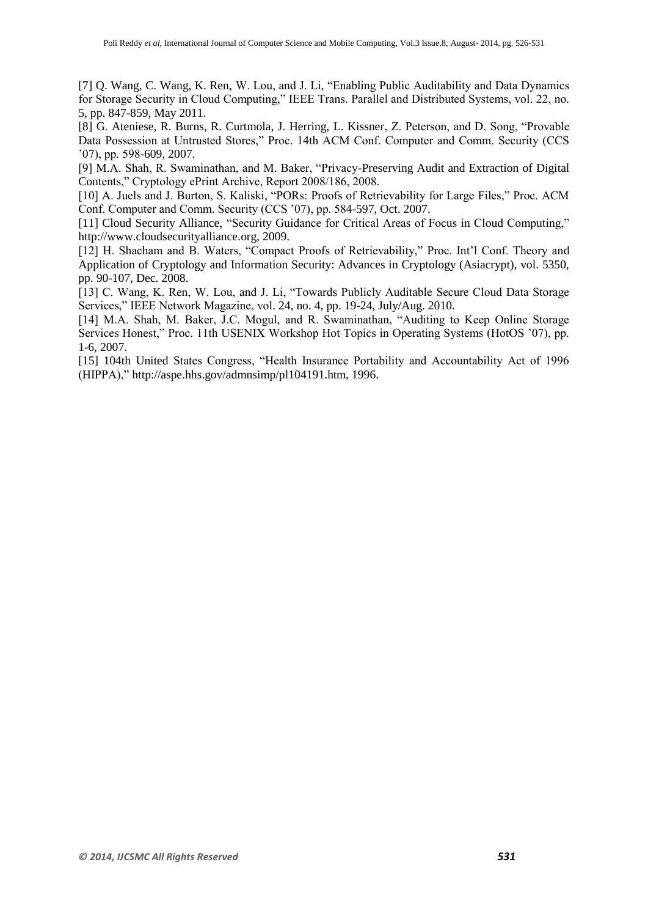[7] Q. Wang, C. Wang, K. Ren, W. Lou, and J. Li, "Enabling Public Auditability and Data Dynamics for Storage Security in Cloud Computing," IEEE Trans. Parallel and Distributed Systems, vol. 22, no. 5, pp. 847-859, May 2011.

[8] G. Ateniese, R. Burns, R. Curtmola, J. Herring, L. Kissner, Z. Peterson, and D. Song, "Provable Data Possession at Untrusted Stores," Proc. 14th ACM Conf. Computer and Comm. Security (CCS '07), pp. 598-609, 2007.

[9] M.A. Shah, R. Swaminathan, and M. Baker, "Privacy-Preserving Audit and Extraction of Digital Contents," Cryptology ePrint Archive, Report 2008/186, 2008.

[10] A. Juels and J. Burton, S. Kaliski, "PORs: Proofs of Retrievability for Large Files," Proc. ACM Conf. Computer and Comm. Security (CCS '07), pp. 584-597, Oct. 2007.

[11] Cloud Security Alliance, "Security Guidance for Critical Areas of Focus in Cloud Computing," http://www.cloudsecurityalliance.org, 2009.

[12] H. Shacham and B. Waters, "Compact Proofs of Retrievability," Proc. Int'l Conf. Theory and Application of Cryptology and Information Security: Advances in Cryptology (Asiacrypt), vol. 5350, pp. 90-107, Dec. 2008.

[13] C. Wang, K. Ren, W. Lou, and J. Li, "Towards Publicly Auditable Secure Cloud Data Storage Services," IEEE Network Magazine, vol. 24, no. 4, pp. 19-24, July/Aug. 2010.

[14] M.A. Shah, M. Baker, J.C. Mogul, and R. Swaminathan, "Auditing to Keep Online Storage Services Honest," Proc. 11th USENIX Workshop Hot Topics in Operating Systems (HotOS '07), pp. 1-6, 2007.

[15] 104th United States Congress, "Health Insurance Portability and Accountability Act of 1996 (HIPPA)," http://aspe.hhs.gov/admnsimp/pl104191.htm, 1996.